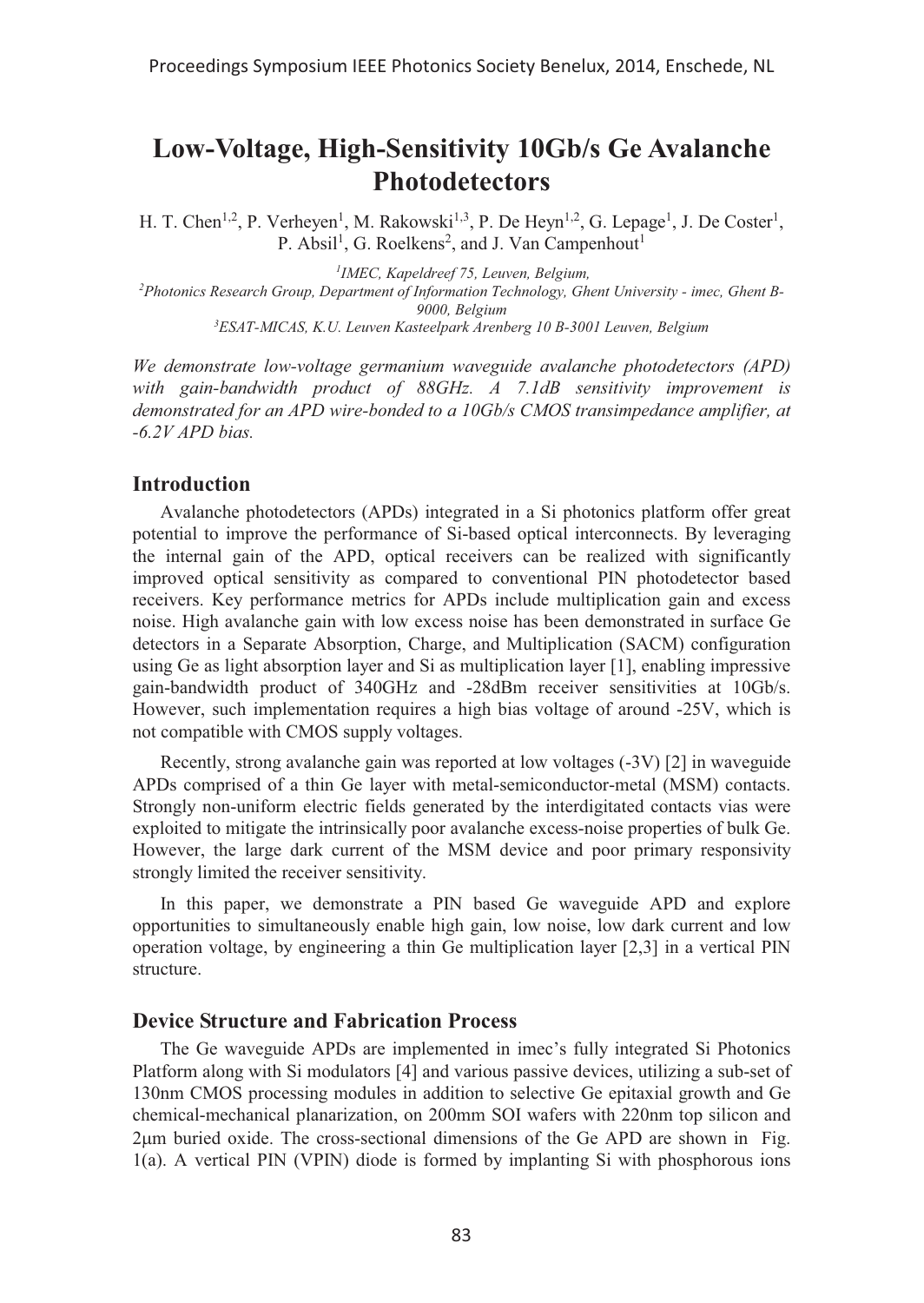# Low-Voltage, High-Sensitivity 10Gb/s Ge Avalanche Photodetectors

H. T. Chen[1,2], P. Verheyen[1], M. Rakowski[1,3], P. De Heyn[1,2], G. Lepage[1], J. De Coster[1], P. Absil[1], G. Roelkens[2], and J. Van Campenhout[1]

[1] *IMEC, Kapeldreef 75, Leuven, Belgium,*
[2] *Photonics Research Group, Department of Information Technology, Ghent University - imec, Ghent B-9000, Belgium*
[3] *ESAT-MICAS, K.U. Leuven Kasteelpark Arenberg 10 B-3001 Leuven, Belgium*

*We demonstrate low-voltage germanium waveguide avalanche photodetectors (APD) with gain-bandwidth product of 88GHz. A 7.1dB sensitivity improvement is demonstrated for an APD wire-bonded to a 10Gb/s CMOS transimpedance amplifier, at -6.2V APD bias.*

## Introduction

Avalanche photodetectors (APDs) integrated in a Si photonics platform offer great potential to improve the performance of Si-based optical interconnects. By leveraging the internal gain of the APD, optical receivers can be realized with significantly improved optical sensitivity as compared to conventional PIN photodetector based receivers. Key performance metrics for APDs include multiplication gain and excess noise. High avalanche gain with low excess noise has been demonstrated in surface Ge detectors in a Separate Absorption, Charge, and Multiplication (SACM) configuration using Ge as light absorption layer and Si as multiplication layer [1], enabling impressive gain-bandwidth product of 340GHz and -28dBm receiver sensitivities at 10Gb/s. However, such implementation requires a high bias voltage of around -25V, which is not compatible with CMOS supply voltages.

Recently, strong avalanche gain was reported at low voltages (-3V) [2] in waveguide APDs comprised of a thin Ge layer with metal-semiconductor-metal (MSM) contacts. Strongly non-uniform electric fields generated by the interdigitated contacts vias were exploited to mitigate the intrinsically poor avalanche excess-noise properties of bulk Ge. However, the large dark current of the MSM device and poor primary responsivity strongly limited the receiver sensitivity.

In this paper, we demonstrate a PIN based Ge waveguide APD and explore opportunities to simultaneously enable high gain, low noise, low dark current and low operation voltage, by engineering a thin Ge multiplication layer [2,3] in a vertical PIN structure.

## Device Structure and Fabrication Process

The Ge waveguide APDs are implemented in imec's fully integrated Si Photonics Platform along with Si modulators [4] and various passive devices, utilizing a sub-set of 130nm CMOS processing modules in addition to selective Ge epitaxial growth and Ge chemical-mechanical planarization, on 200mm SOI wafers with 220nm top silicon and 2μm buried oxide. The cross-sectional dimensions of the Ge APD are shown in Fig. 1(a). A vertical PIN (VPIN) diode is formed by implanting Si with phosphorous ions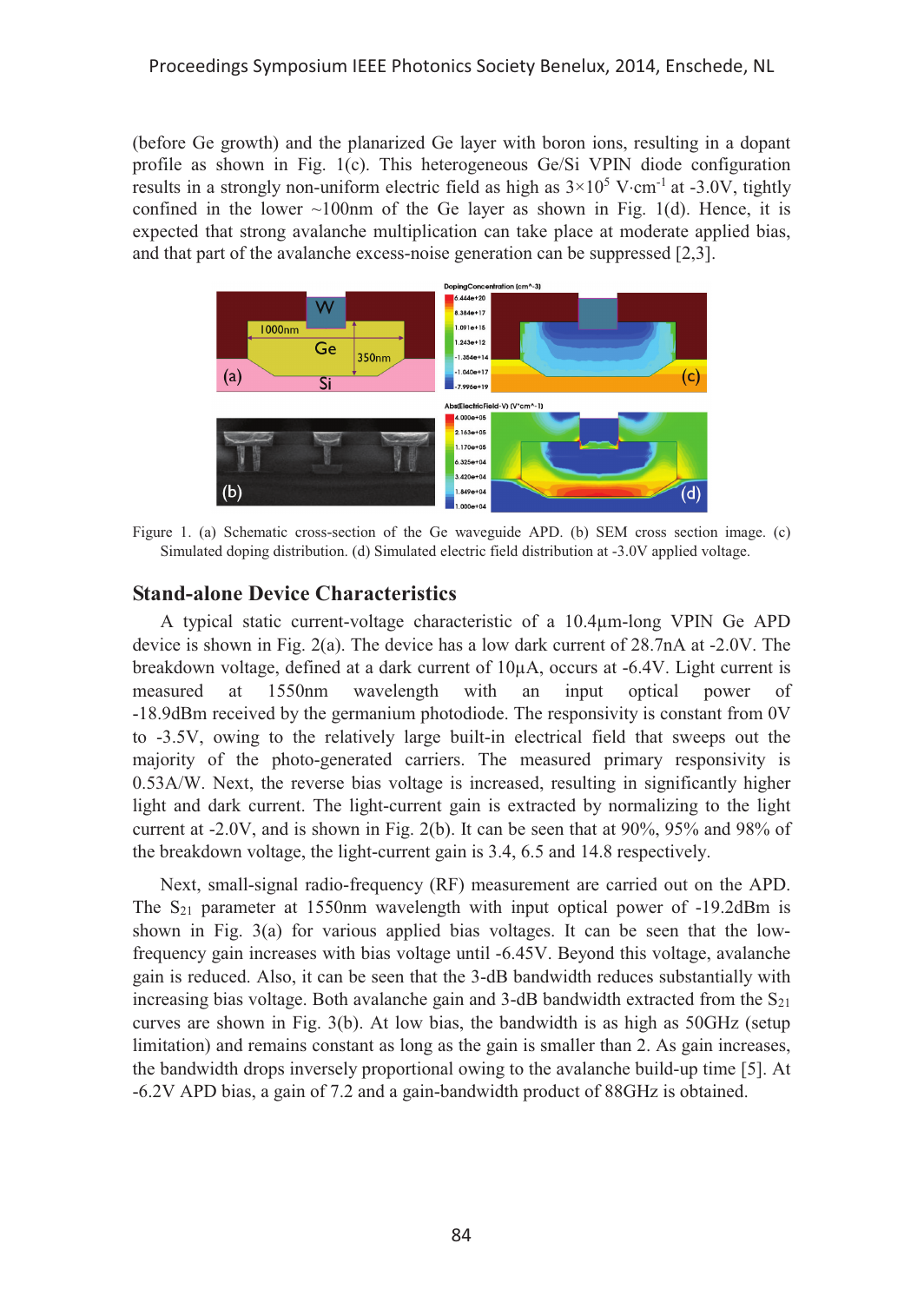(before Ge growth) and the planarized Ge layer with boron ions, resulting in a dopant profile as shown in Fig. 1(c). This heterogeneous Ge/Si VPIN diode configuration results in a strongly non-uniform electric field as high as $3\times10^5$ V·cm$^{-1}$ at -3.0V, tightly confined in the lower ~100nm of the Ge layer as shown in Fig. 1(d). Hence, it is expected that strong avalanche multiplication can take place at moderate applied bias, and that part of the avalanche excess-noise generation can be suppressed [2,3].

Figure 1. (a) Schematic cross-section of the Ge waveguide APD. (b) SEM cross section image. (c) Simulated doping distribution. (d) Simulated electric field distribution at -3.0V applied voltage.

## Stand-alone Device Characteristics

A typical static current-voltage characteristic of a 10.4µm-long VPIN Ge APD device is shown in Fig. 2(a). The device has a low dark current of 28.7nA at -2.0V. The breakdown voltage, defined at a dark current of 10µA, occurs at -6.4V. Light current is measured at 1550nm wavelength with an input optical power of -18.9dBm received by the germanium photodiode. The responsivity is constant from 0V to -3.5V, owing to the relatively large built-in electrical field that sweeps out the majority of the photo-generated carriers. The measured primary responsivity is 0.53A/W. Next, the reverse bias voltage is increased, resulting in significantly higher light and dark current. The light-current gain is extracted by normalizing to the light current at -2.0V, and is shown in Fig. 2(b). It can be seen that at 90%, 95% and 98% of the breakdown voltage, the light-current gain is 3.4, 6.5 and 14.8 respectively.

Next, small-signal radio-frequency (RF) measurement are carried out on the APD. The $S_{21}$ parameter at 1550nm wavelength with input optical power of -19.2dBm is shown in Fig. 3(a) for various applied bias voltages. It can be seen that the low-frequency gain increases with bias voltage until -6.45V. Beyond this voltage, avalanche gain is reduced. Also, it can be seen that the 3-dB bandwidth reduces substantially with increasing bias voltage. Both avalanche gain and 3-dB bandwidth extracted from the $S_{21}$ curves are shown in Fig. 3(b). At low bias, the bandwidth is as high as 50GHz (setup limitation) and remains constant as long as the gain is smaller than 2. As gain increases, the bandwidth drops inversely proportional owing to the avalanche build-up time [5]. At -6.2V APD bias, a gain of 7.2 and a gain-bandwidth product of 88GHz is obtained.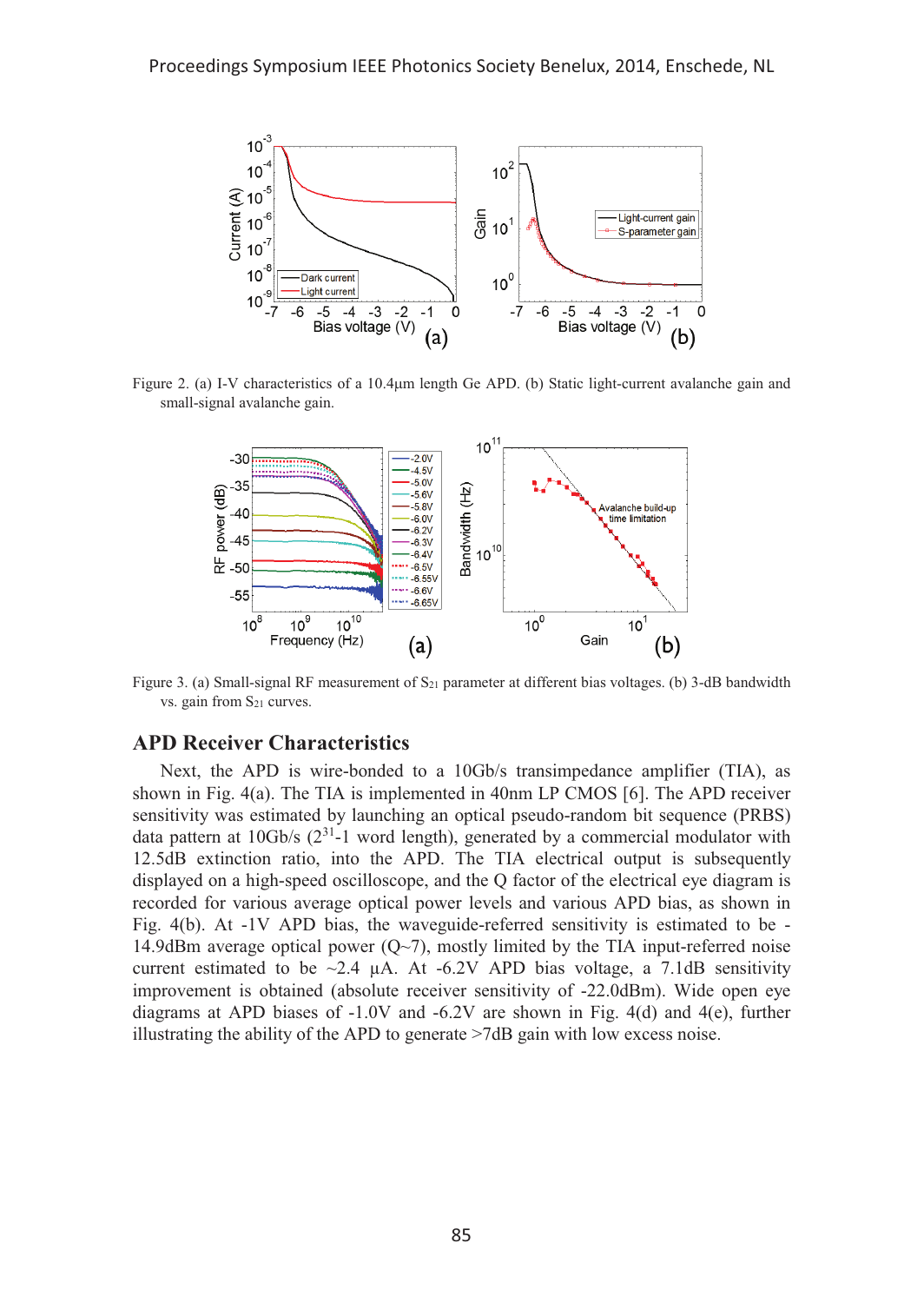Figure 2. (a) I-V characteristics of a 10.4µm length Ge APD. (b) Static light-current avalanche gain and small-signal avalanche gain.

Figure 3. (a) Small-signal RF measurement of $S_{21}$ parameter at different bias voltages. (b) 3-dB bandwidth vs. gain from $S_{21}$ curves.

## APD Receiver Characteristics

Next, the APD is wire-bonded to a 10Gb/s transimpedance amplifier (TIA), as shown in Fig. 4(a). The TIA is implemented in 40nm LP CMOS [6]. The APD receiver sensitivity was estimated by launching an optical pseudo-random bit sequence (PRBS) data pattern at 10Gb/s ($2^{31}$-1 word length), generated by a commercial modulator with 12.5dB extinction ratio, into the APD. The TIA electrical output is subsequently displayed on a high-speed oscilloscope, and the Q factor of the electrical eye diagram is recorded for various average optical power levels and various APD bias, as shown in Fig. 4(b). At -1V APD bias, the waveguide-referred sensitivity is estimated to be -14.9dBm average optical power (Q~7), mostly limited by the TIA input-referred noise current estimated to be ~2.4 µA. At -6.2V APD bias voltage, a 7.1dB sensitivity improvement is obtained (absolute receiver sensitivity of -22.0dBm). Wide open eye diagrams at APD biases of -1.0V and -6.2V are shown in Fig. 4(d) and 4(e), further illustrating the ability of the APD to generate >7dB gain with low excess noise.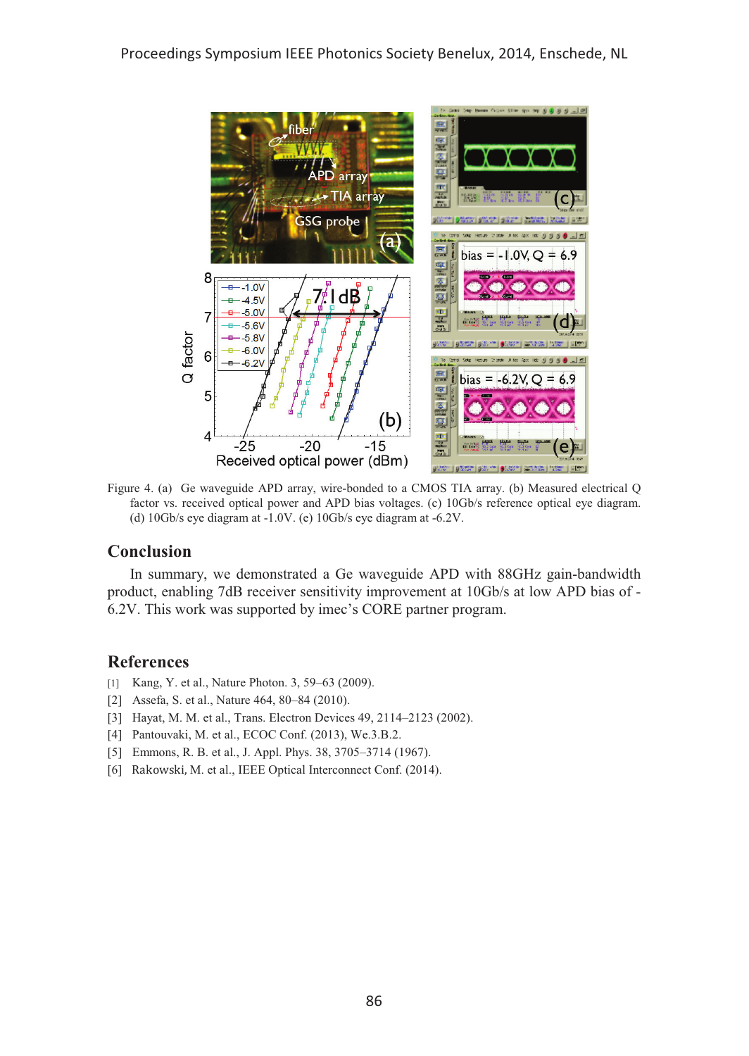fiber

APD array

TIA array

GSG probe

(a)

8

7

6

5

4

Q factor

-1.0V
-4.5V
-5.0V
-5.6V
-5.8V
-6.0V
-6.2V

7.1dB

(b)

-25 -20 -15

Received optical power (dBm)

(c)

bias = -1.0V, Q = 6.9

(d)

bias = -6.2V, Q = 6.9

(e)

Figure 4. (a) Ge waveguide APD array, wire-bonded to a CMOS TIA array. (b) Measured electrical Q factor vs. received optical power and APD bias voltages. (c) 10Gb/s reference optical eye diagram. (d) 10Gb/s eye diagram at -1.0V. (e) 10Gb/s eye diagram at -6.2V.

## Conclusion

In summary, we demonstrated a Ge waveguide APD with 88GHz gain-bandwidth product, enabling 7dB receiver sensitivity improvement at 10Gb/s at low APD bias of -6.2V. This work was supported by imec's CORE partner program.

## References

[1] Kang, Y. et al., Nature Photon. 3, 59–63 (2009).
[2] Assefa, S. et al., Nature 464, 80–84 (2010).
[3] Hayat, M. M. et al., Trans. Electron Devices 49, 2114–2123 (2002).
[4] Pantouvaki, M. et al., ECOC Conf. (2013), We.3.B.2.
[5] Emmons, R. B. et al., J. Appl. Phys. 38, 3705–3714 (1967).
[6] Rakowski, M. et al., IEEE Optical Interconnect Conf. (2014).